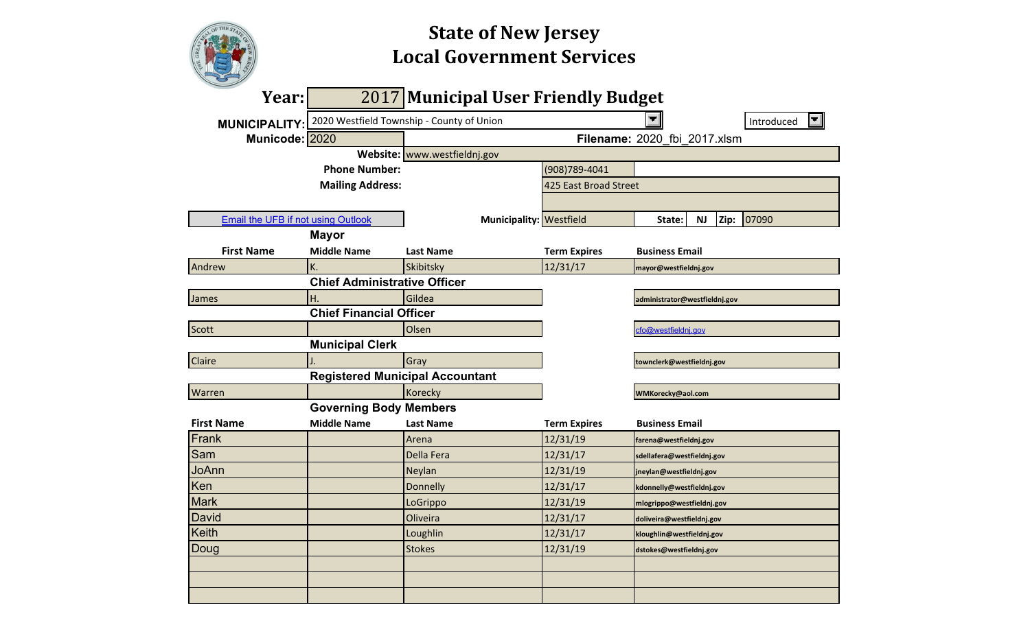# State of New Jersey
# Local Government Services

**Year:** 2017 **Municipal User Friendly Budget**

**MUNICIPALITY:** 2020 Westfield Township - County of Union | Introduced

**Municode:** 2020 | **Filename:** 2020_fbi_2017.xlsm

**Website:** www.westfieldnj.gov

**Phone Number:** (908)789-4041

**Mailing Address:** 425 East Broad Street

Email the UFB if not using Outlook

**Municipality:** Westfield | **State:** NJ | **Zip:** 07090

### Mayor

| First Name | Middle Name | Last Name | Term Expires | Business Email |
|---|---|---|---|---|
| Andrew | K. | Skibitsky | 12/31/17 | mayor@westfieldnj.gov |

### Chief Administrative Officer

| First Name | Middle Name | Last Name | Term Expires | Business Email |
|---|---|---|---|---|
| James | H. | Gildea | | administrator@westfieldnj.gov |

### Chief Financial Officer

| First Name | Middle Name | Last Name | Term Expires | Business Email |
|---|---|---|---|---|
| Scott | | Olsen | | cfo@westfieldnj.gov |

### Municipal Clerk

| First Name | Middle Name | Last Name | Term Expires | Business Email |
|---|---|---|---|---|
| Claire | J. | Gray | | townclerk@westfieldnj.gov |

### Registered Municipal Accountant

| First Name | Middle Name | Last Name | Term Expires | Business Email |
|---|---|---|---|---|
| Warren | | Korecky | | WMKorecky@aol.com |

### Governing Body Members

| First Name | Middle Name | Last Name | Term Expires | Business Email |
|---|---|---|---|---|
| Frank | | Arena | 12/31/19 | farena@westfieldnj.gov |
| Sam | | Della Fera | 12/31/17 | sdellafera@westfieldnj.gov |
| JoAnn | | Neylan | 12/31/19 | jneylan@westfieldnj.gov |
| Ken | | Donnelly | 12/31/17 | kdonnelly@westfieldnj.gov |
| Mark | | LoGrippo | 12/31/19 | mlogrippo@westfieldnj.gov |
| David | | Oliveira | 12/31/17 | doliveira@westfieldnj.gov |
| Keith | | Loughlin | 12/31/17 | kloughlin@westfieldnj.gov |
| Doug | | Stokes | 12/31/19 | dstokes@westfieldnj.gov |
| | | | | |
| | | | | |
| | | | | |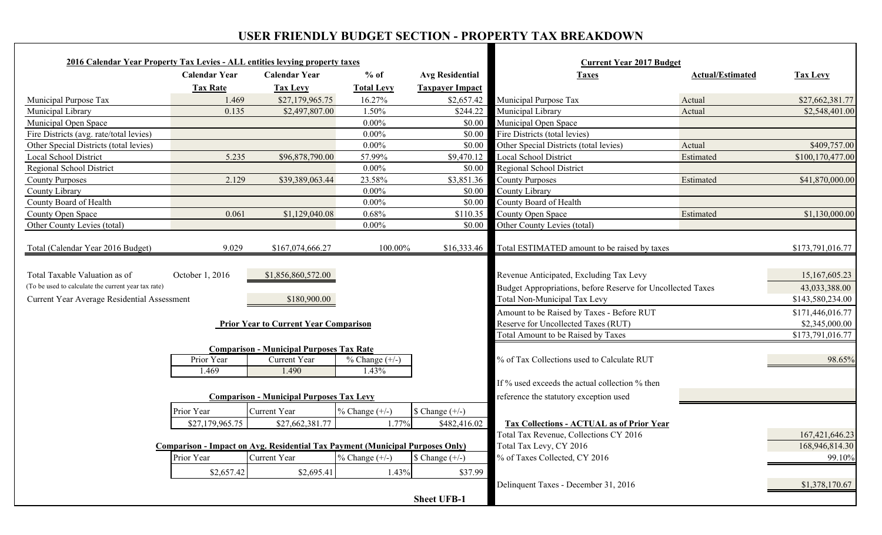# USER FRIENDLY BUDGET SECTION - PROPERTY TAX BREAKDOWN

**2016 Calendar Year Property Tax Levies - ALL entities levying property taxes**

| | Calendar Year Tax Rate | Calendar Year Tax Levy | % of Total Levy | Avg Residential Taxpayer Impact |
|---|---|---|---|---|
| Municipal Purpose Tax | 1.469 | $27,179,965.75 | 16.27% | $2,657.42 |
| Municipal Library | 0.135 | $2,497,807.00 | 1.50% | $244.22 |
| Municipal Open Space | | | 0.00% | $0.00 |
| Fire Districts (avg. rate/total levies) | | | 0.00% | $0.00 |
| Other Special Districts (total levies) | | | 0.00% | $0.00 |
| Local School District | 5.235 | $96,878,790.00 | 57.99% | $9,470.12 |
| Regional School District | | | 0.00% | $0.00 |
| County Purposes | 2.129 | $39,389,063.44 | 23.58% | $3,851.36 |
| County Library | | | 0.00% | $0.00 |
| County Board of Health | | | 0.00% | $0.00 |
| County Open Space | 0.061 | $1,129,040.08 | 0.68% | $110.35 |
| Other County Levies (total) | | | 0.00% | $0.00 |
| Total (Calendar Year 2016 Budget) | 9.029 | $167,074,666.27 | 100.00% | $16,333.46 |

| | | |
|---|---|---|
| Total Taxable Valuation as of (To be used to calculate the current year tax rate) | October 1, 2016 | $1,856,860,572.00 |
| Current Year Average Residential Assessment | | $180,900.00 |

**Prior Year to Current Year Comparison**

**Comparison - Municipal Purposes Tax Rate**

| Prior Year | Current Year | % Change (+/-) |
|---|---|---|
| 1.469 | 1.490 | 1.43% |

**Comparison - Municipal Purposes Tax Levy**

| Prior Year | Current Year | % Change (+/-) | $ Change (+/-) |
|---|---|---|---|
| $27,179,965.75 | $27,662,381.77 | 1.77% | $482,416.02 |

**Comparison - Impact on Avg. Residential Tax Payment (Municipal Purposes Only)**

| Prior Year | Current Year | % Change (+/-) | $ Change (+/-) |
|---|---|---|---|
| $2,657.42 | $2,695.41 | 1.43% | $37.99 |

**Current Year 2017 Budget**

| Taxes | Actual/Estimated | Tax Levy |
|---|---|---|
| Municipal Purpose Tax | Actual | $27,662,381.77 |
| Municipal Library | Actual | $2,548,401.00 |
| Municipal Open Space | | |
| Fire Districts (total levies) | | |
| Other Special Districts (total levies) | Actual | $409,757.00 |
| Local School District | Estimated | $100,170,477.00 |
| Regional School District | | |
| County Purposes | Estimated | $41,870,000.00 |
| County Library | | |
| County Board of Health | | |
| County Open Space | Estimated | $1,130,000.00 |
| Other County Levies (total) | | |
| Total ESTIMATED amount to be raised by taxes | | $173,791,016.77 |

| | |
|---|---|
| Revenue Anticipated, Excluding Tax Levy | 15,167,605.23 |
| Budget Appropriations, before Reserve for Uncollected Taxes | 43,033,388.00 |
| Total Non-Municipal Tax Levy | $143,580,234.00 |
| Amount to be Raised by Taxes - Before RUT | $171,446,016.77 |
| Reserve for Uncollected Taxes (RUT) | $2,345,000.00 |
| Total Amount to be Raised by Taxes | $173,791,016.77 |
| % of Tax Collections used to Calculate RUT | 98.65% |
| If % used exceeds the actual collection % then reference the statutory exception used | |

**Tax Collections - ACTUAL as of Prior Year**

| | |
|---|---|
| Total Tax Revenue, Collections CY 2016 | 167,421,646.23 |
| Total Tax Levy, CY 2016 | 168,946,814.30 |
| % of Taxes Collected, CY 2016 | 99.10% |
| Delinquent Taxes - December 31, 2016 | $1,378,170.67 |

**Sheet UFB-1**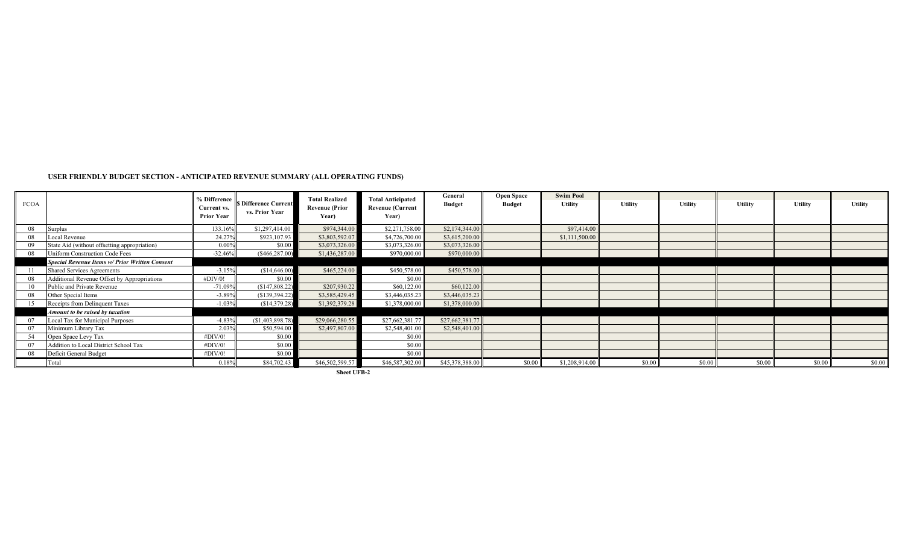## USER FRIENDLY BUDGET SECTION - ANTICIPATED REVENUE SUMMARY (ALL OPERATING FUNDS)

| FCOA | | % Difference Current vs. Prior Year | $ Difference Current vs. Prior Year | Total Realized Revenue (Prior Year) | Total Anticipated Revenue (Current Year) | General Budget | Open Space Budget | Swim Pool Utility | Utility | Utility | Utility | Utility | Utility |
|---|---|---|---|---|---|---|---|---|---|---|---|---|---|
| 08 | Surplus | 133.16% | $1,297,414.00 | $974,344.00 | $2,271,758.00 | $2,174,344.00 | | $97,414.00 | | | | | |
| 08 | Local Revenue | 24.27% | $923,107.93 | $3,803,592.07 | $4,726,700.00 | $3,615,200.00 | | $1,111,500.00 | | | | | |
| 09 | State Aid (without offsetting appropriation) | 0.00% | $0.00 | $3,073,326.00 | $3,073,326.00 | $3,073,326.00 | | | | | | | |
| 08 | Uniform Construction Code Fees | -32.46% | ($466,287.00) | $1,436,287.00 | $970,000.00 | $970,000.00 | | | | | | | |
| | ***Special Revenue Items w/ Prior Written Consent*** | | | | | | | | | | | | |
| 11 | Shared Services Agreements | -3.15% | ($14,646.00) | $465,224.00 | $450,578.00 | $450,578.00 | | | | | | | |
| 08 | Additional Revenue Offset by Appropriations | #DIV/0! | $0.00 | | $0.00 | | | | | | | | |
| 10 | Public and Private Revenue | -71.09% | ($147,808.22) | $207,930.22 | $60,122.00 | $60,122.00 | | | | | | | |
| 08 | Other Special Items | -3.89% | ($139,394.22) | $3,585,429.45 | $3,446,035.23 | $3,446,035.23 | | | | | | | |
| 15 | Receipts from Delinquent Taxes | -1.03% | ($14,379.28) | $1,392,379.28 | $1,378,000.00 | $1,378,000.00 | | | | | | | |
| | ***Amount to be raised by taxation*** | | | | | | | | | | | | |
| 07 | Local Tax for Municipal Purposes | -4.83% | ($1,403,898.78) | $29,066,280.55 | $27,662,381.77 | $27,662,381.77 | | | | | | | |
| 07 | Minimum Library Tax | 2.03% | $50,594.00 | $2,497,807.00 | $2,548,401.00 | $2,548,401.00 | | | | | | | |
| 54 | Open Space Levy Tax | #DIV/0! | $0.00 | | $0.00 | | | | | | | | |
| 07 | Addition to Local District School Tax | #DIV/0! | $0.00 | | $0.00 | | | | | | | | |
| 08 | Deficit General Budget | #DIV/0! | $0.00 | | $0.00 | | | | | | | | |
| | Total | 0.18% | $84,702.43 | $46,502,599.57 | $46,587,302.00 | $45,378,388.00 | $0.00 | $1,208,914.00 | $0.00 | $0.00 | $0.00 | $0.00 | $0.00 |

**Sheet UFB-2**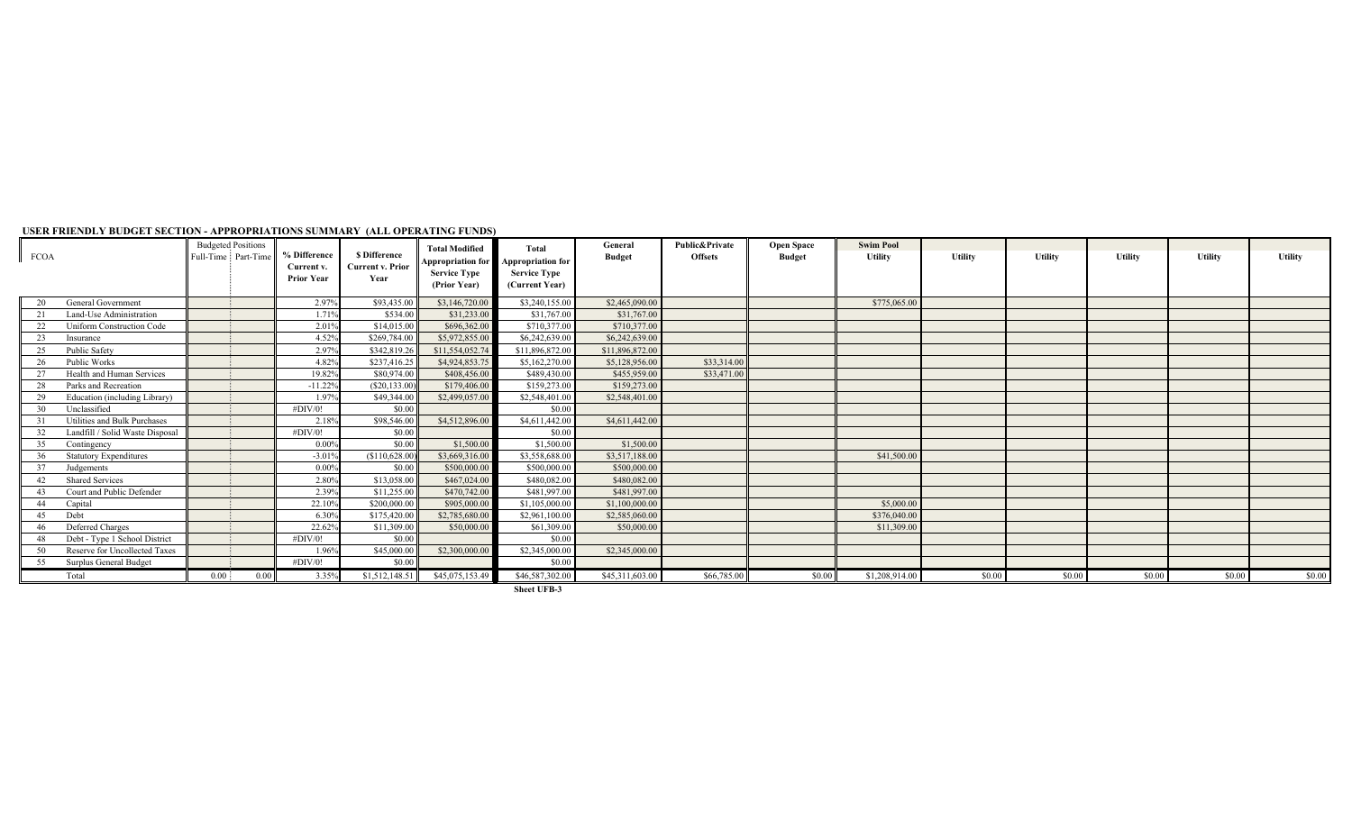**USER FRIENDLY BUDGET SECTION - APPROPRIATIONS SUMMARY (ALL OPERATING FUNDS)**

| FCOA | | Budgeted Positions Full-Time | Budgeted Positions Part-Time | % Difference Current v. Prior Year | $ Difference Current v. Prior Year | Total Modified Appropriation for Service Type (Prior Year) | Total Appropriation for Service Type (Current Year) | General Budget | Public&Private Offsets | Open Space Budget | Swim Pool Utility | Utility | Utility | Utility | Utility | Utility |
|---|---|---|---|---|---|---|---|---|---|---|---|---|---|---|---|---|
| 20 | General Government | | | 2.97% | $93,435.00 | $3,146,720.00 | $3,240,155.00 | $2,465,090.00 | | | $775,065.00 | | | | | |
| 21 | Land-Use Administration | | | 1.71% | $534.00 | $31,233.00 | $31,767.00 | $31,767.00 | | | | | | | | |
| 22 | Uniform Construction Code | | | 2.01% | $14,015.00 | $696,362.00 | $710,377.00 | $710,377.00 | | | | | | | | |
| 23 | Insurance | | | 4.52% | $269,784.00 | $5,972,855.00 | $6,242,639.00 | $6,242,639.00 | | | | | | | | |
| 25 | Public Safety | | | 2.97% | $342,819.26 | $11,554,052.74 | $11,896,872.00 | $11,896,872.00 | | | | | | | | |
| 26 | Public Works | | | 4.82% | $237,416.25 | $4,924,853.75 | $5,162,270.00 | $5,128,956.00 | $33,314.00 | | | | | | | |
| 27 | Health and Human Services | | | 19.82% | $80,974.00 | $408,456.00 | $489,430.00 | $455,959.00 | $33,471.00 | | | | | | | |
| 28 | Parks and Recreation | | | -11.22% | ($20,133.00) | $179,406.00 | $159,273.00 | $159,273.00 | | | | | | | | |
| 29 | Education (including Library) | | | 1.97% | $49,344.00 | $2,499,057.00 | $2,548,401.00 | $2,548,401.00 | | | | | | | | |
| 30 | Unclassified | | | #DIV/0! | $0.00 | | $0.00 | | | | | | | | | |
| 31 | Utilities and Bulk Purchases | | | 2.18% | $98,546.00 | $4,512,896.00 | $4,611,442.00 | $4,611,442.00 | | | | | | | | |
| 32 | Landfill / Solid Waste Disposal | | | #DIV/0! | $0.00 | | $0.00 | | | | | | | | | |
| 35 | Contingency | | | 0.00% | $0.00 | $1,500.00 | $1,500.00 | $1,500.00 | | | | | | | | |
| 36 | Statutory Expenditures | | | -3.01% | ($110,628.00) | $3,669,316.00 | $3,558,688.00 | $3,517,188.00 | | | $41,500.00 | | | | | |
| 37 | Judgements | | | 0.00% | $0.00 | $500,000.00 | $500,000.00 | $500,000.00 | | | | | | | | |
| 42 | Shared Services | | | 2.80% | $13,058.00 | $467,024.00 | $480,082.00 | $480,082.00 | | | | | | | | |
| 43 | Court and Public Defender | | | 2.39% | $11,255.00 | $470,742.00 | $481,997.00 | $481,997.00 | | | | | | | | |
| 44 | Capital | | | 22.10% | $200,000.00 | $905,000.00 | $1,105,000.00 | $1,100,000.00 | | | $5,000.00 | | | | | |
| 45 | Debt | | | 6.30% | $175,420.00 | $2,785,680.00 | $2,961,100.00 | $2,585,060.00 | | | $376,040.00 | | | | | |
| 46 | Deferred Charges | | | 22.62% | $11,309.00 | $50,000.00 | $61,309.00 | $50,000.00 | | | $11,309.00 | | | | | |
| 48 | Debt - Type 1 School District | | | #DIV/0! | $0.00 | | $0.00 | | | | | | | | | |
| 50 | Reserve for Uncollected Taxes | | | 1.96% | $45,000.00 | $2,300,000.00 | $2,345,000.00 | $2,345,000.00 | | | | | | | | |
| 55 | Surplus General Budget | | | #DIV/0! | $0.00 | | $0.00 | | | | | | | | | |
| | Total | 0.00 | 0.00 | 3.35% | $1,512,148.51 | $45,075,153.49 | $46,587,302.00 | $45,311,603.00 | $66,785.00 | $0.00 | $1,208,914.00 | $0.00 | $0.00 | $0.00 | $0.00 | $0.00 |

**Sheet UFB-3**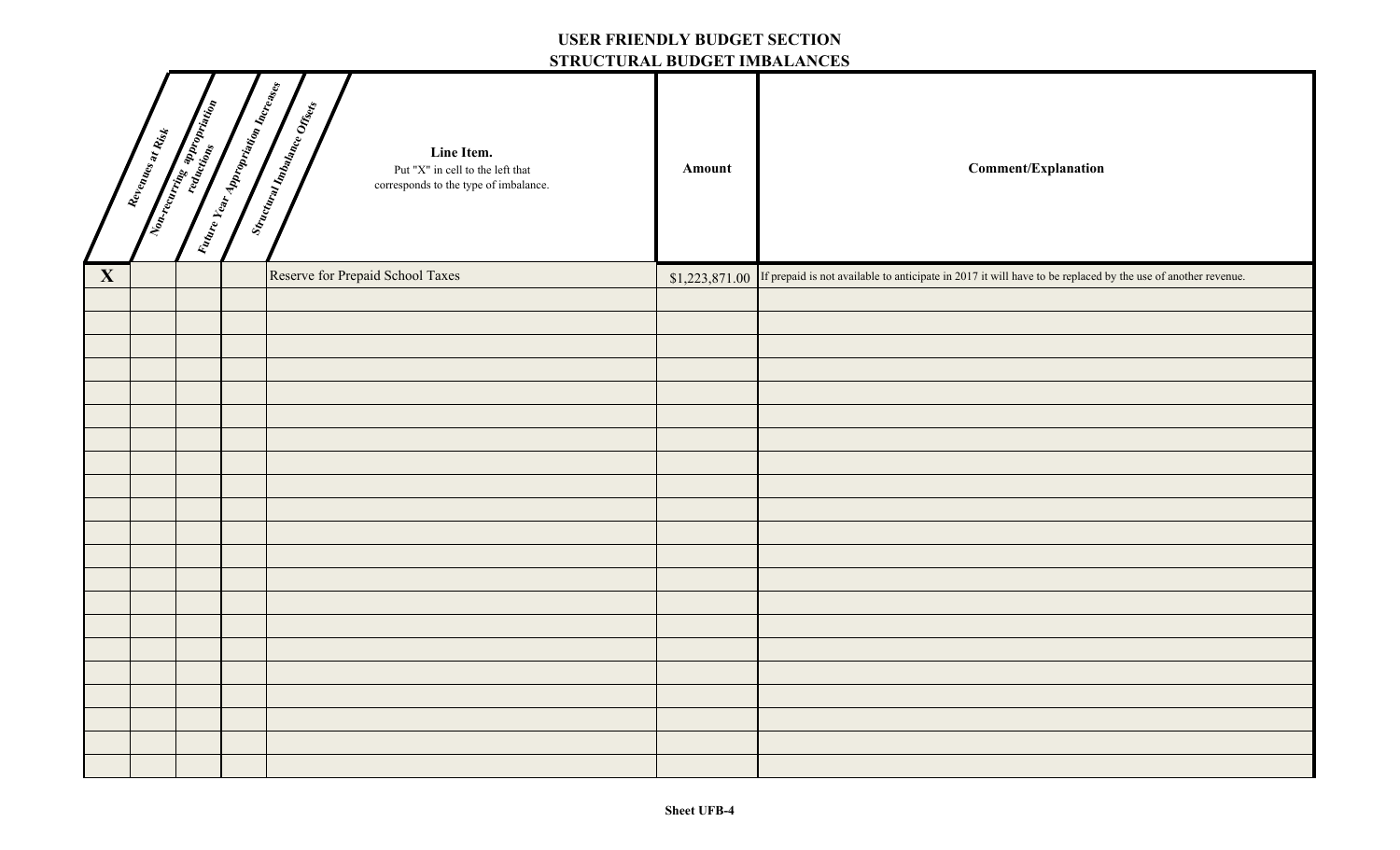# USER FRIENDLY BUDGET SECTION
## STRUCTURAL BUDGET IMBALANCES

| Revenues at Risk | Non-recurring appropriation reductions | Future Year Appropriation Increases | Structural Imbalance Offsets | Line Item. Put "X" in cell to the left that corresponds to the type of imbalance. | Amount | Comment/Explanation |
|---|---|---|---|---|---|---|
| X | | | | Reserve for Prepaid School Taxes | $1,223,871.00 | If prepaid is not available to anticipate in 2017 it will have to be replaced by the use of another revenue. |
| | | | | | | |
| | | | | | | |
| | | | | | | |
| | | | | | | |
| | | | | | | |
| | | | | | | |
| | | | | | | |
| | | | | | | |
| | | | | | | |
| | | | | | | |
| | | | | | | |
| | | | | | | |
| | | | | | | |
| | | | | | | |
| | | | | | | |
| | | | | | | |
| | | | | | | |
| | | | | | | |
| | | | | | | |
| | | | | | | |
| | | | | | | |

Sheet UFB-4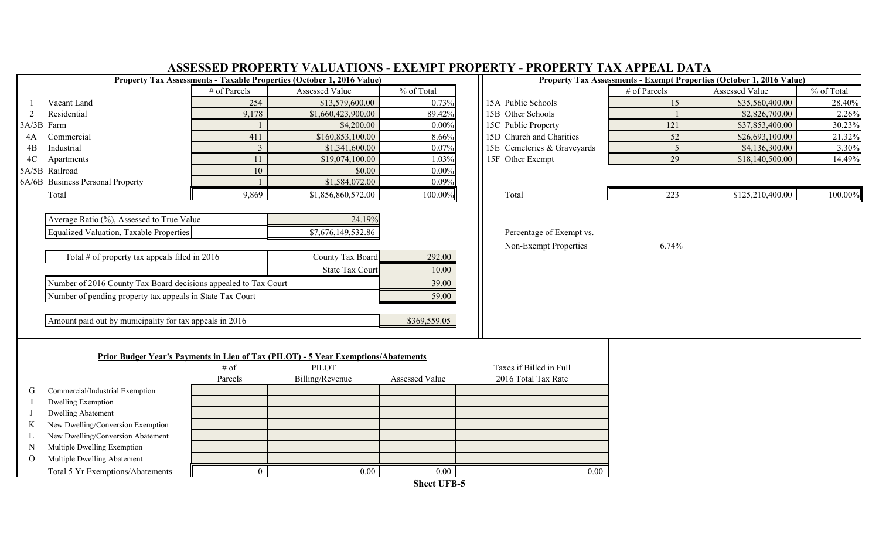# ASSESSED PROPERTY VALUATIONS - EXEMPT PROPERTY - PROPERTY TAX APPEAL DATA

**Property Tax Assessments - Taxable Properties (October 1, 2016 Value)**

| | | # of Parcels | Assessed Value | % of Total |
|---|---|---|---|---|
| 1 | Vacant Land | 254 | $13,579,600.00 | 0.73% |
| 2 | Residential | 9,178 | $1,660,423,900.00 | 89.42% |
| 3A/3B | Farm | 1 | $4,200.00 | 0.00% |
| 4A | Commercial | 411 | $160,853,100.00 | 8.66% |
| 4B | Industrial | 3 | $1,341,600.00 | 0.07% |
| 4C | Apartments | 11 | $19,074,100.00 | 1.03% |
| 5A/5B | Railroad | 10 | $0.00 | 0.00% |
| 6A/6B | Business Personal Property | 1 | $1,584,072.00 | 0.09% |
| | Total | 9,869 | $1,856,860,572.00 | 100.00% |

| | |
|---|---|
| Average Ratio (%), Assessed to True Value | 24.19% |
| Equalized Valuation, Taxable Properties | $7,676,149,532.86 |

| | | |
|---|---|---|
| Total # of property tax appeals filed in 2016 | County Tax Board | 292.00 |
| | State Tax Court | 10.00 |
| Number of 2016 County Tax Board decisions appealed to Tax Court | | 39.00 |
| Number of pending property tax appeals in State Tax Court | | 59.00 |
| Amount paid out by municipality for tax appeals in 2016 | | $369,559.05 |

**Property Tax Assessments - Exempt Properties (October 1, 2016 Value)**

| | | # of Parcels | Assessed Value | % of Total |
|---|---|---|---|---|
| 15A | Public Schools | 15 | $35,560,400.00 | 28.40% |
| 15B | Other Schools | 1 | $2,826,700.00 | 2.26% |
| 15C | Public Property | 121 | $37,853,400.00 | 30.23% |
| 15D | Church and Charities | 52 | $26,693,100.00 | 21.32% |
| 15E | Cemeteries & Graveyards | 5 | $4,136,300.00 | 3.30% |
| 15F | Other Exempt | 29 | $18,140,500.00 | 14.49% |
| | Total | 223 | $125,210,400.00 | 100.00% |

Percentage of Exempt vs. Non-Exempt Properties: 6.74%

**Prior Budget Year's Payments in Lieu of Tax (PILOT) - 5 Year Exemptions/Abatements**

| | | # of Parcels | PILOT Billing/Revenue | Assessed Value | Taxes if Billed in Full 2016 Total Tax Rate |
|---|---|---|---|---|---|
| G | Commercial/Industrial Exemption | | | | |
| I | Dwelling Exemption | | | | |
| J | Dwelling Abatement | | | | |
| K | New Dwelling/Conversion Exemption | | | | |
| L | New Dwelling/Conversion Abatement | | | | |
| N | Multiple Dwelling Exemption | | | | |
| O | Multiple Dwelling Abatement | | | | |
| | Total 5 Yr Exemptions/Abatements | 0 | 0.00 | 0.00 | 0.00 |

**Sheet UFB-5**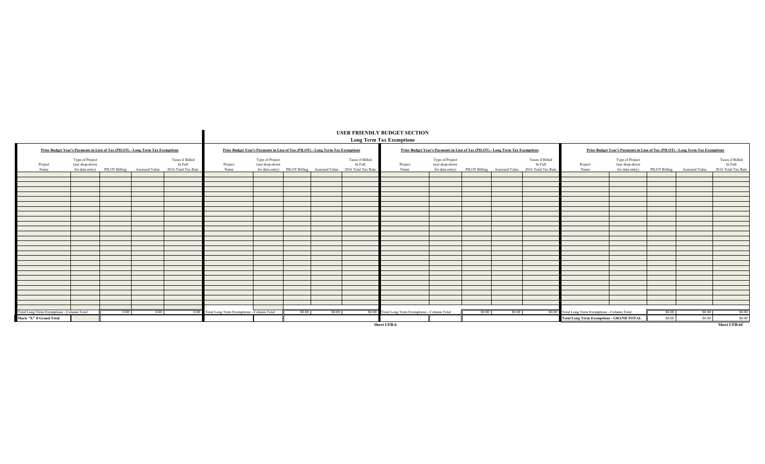# USER FRIENDLY BUDGET SECTION

## Long Term Tax Exemptions

**Prior Budget Year's Payments in Lieu of Tax (PILOT) - Long Term Tax Exemptions**

| Project Name | Type of Project (use drop-down for data entry) | PILOT Billing | Assessed Value | Taxes if Billed In Full 2016 Total Tax Rate |
|---|---|---|---|---|
| | | | | |
| Total Long Term Exemptions - Column Total | | 0.00 | 0.00 | 0.00 |
| Mark "X" if Grand Total | | | | |

**Prior Budget Year's Payments in Lieu of Tax (PILOT) - Long Term Tax Exemptions**

| Project Name | Type of Project (use drop-down for data entry) | PILOT Billing | Assessed Value | Taxes if Billed In Full 2016 Total Tax Rate |
|---|---|---|---|---|
| | | | | |
| Total Long Term Exemptions - Column Total | | $0.00 | $0.00 | $0.00 |

**Prior Budget Year's Payments in Lieu of Tax (PILOT) - Long Term Tax Exemptions**

| Project Name | Type of Project (use drop-down for data entry) | PILOT Billing | Assessed Value | Taxes if Billed In Full 2016 Total Tax Rate |
|---|---|---|---|---|
| | | | | |
| Total Long Term Exemptions - Column Total | | $0.00 | $0.00 | $0.00 |

Sheet UFB-6

**Prior Budget Year's Payments in Lieu of Tax (PILOT) - Long Term Tax Exemptions**

| Project Name | Type of Project (use drop-down for data entry) | PILOT Billing | Assessed Value | Taxes if Billed In Full 2016 Total Tax Rate |
|---|---|---|---|---|
| | | | | |
| Total Long Term Exemptions - Column Total | | $0.00 | $0.00 | $0.00 |
| **Total Long Term Exemptions - GRAND TOTAL** | | $0.00 | $0.00 | $0.00 |

Sheet UFB-6C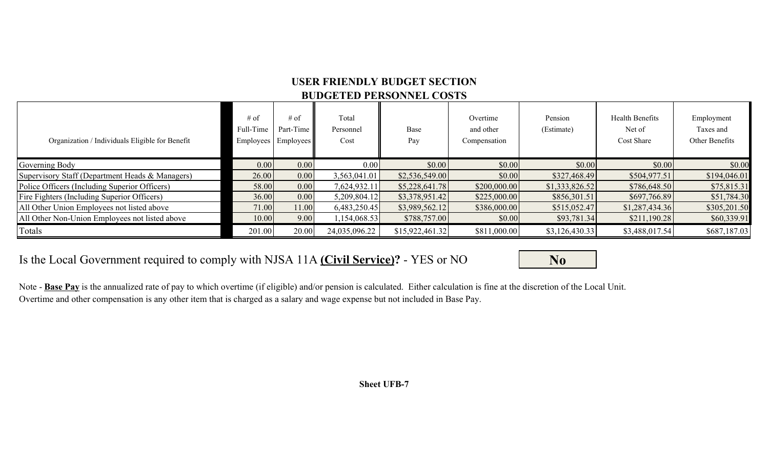## USER FRIENDLY BUDGET SECTION
## BUDGETED PERSONNEL COSTS

| Organization / Individuals Eligible for Benefit | # of Full-Time Employees | # of Part-Time Employees | Total Personnel Cost | Base Pay | Overtime and other Compensation | Pension (Estimate) | Health Benefits Net of Cost Share | Employment Taxes and Other Benefits |
|---|---|---|---|---|---|---|---|---|
| Governing Body | 0.00 | 0.00 | 0.00 | $0.00 | $0.00 | $0.00 | $0.00 | $0.00 |
| Supervisory Staff (Department Heads & Managers) | 26.00 | 0.00 | 3,563,041.01 | $2,536,549.00 | $0.00 | $327,468.49 | $504,977.51 | $194,046.01 |
| Police Officers (Including Superior Officers) | 58.00 | 0.00 | 7,624,932.11 | $5,228,641.78 | $200,000.00 | $1,333,826.52 | $786,648.50 | $75,815.31 |
| Fire Fighters (Including Superior Officers) | 36.00 | 0.00 | 5,209,804.12 | $3,378,951.42 | $225,000.00 | $856,301.51 | $697,766.89 | $51,784.30 |
| All Other Union Employees not listed above | 71.00 | 11.00 | 6,483,250.45 | $3,989,562.12 | $386,000.00 | $515,052.47 | $1,287,434.36 | $305,201.50 |
| All Other Non-Union Employees not listed above | 10.00 | 9.00 | 1,154,068.53 | $788,757.00 | $0.00 | $93,781.34 | $211,190.28 | $60,339.91 |
| Totals | 201.00 | 20.00 | 24,035,096.22 | $15,922,461.32 | $811,000.00 | $3,126,430.33 | $3,488,017.54 | $687,187.03 |

Is the Local Government required to comply with NJSA 11A **(Civil Service)?** - YES or NO **No**

Note - **Base Pay** is the annualized rate of pay to which overtime (if eligible) and/or pension is calculated. Either calculation is fine at the discretion of the Local Unit.
Overtime and other compensation is any other item that is charged as a salary and wage expense but not included in Base Pay.

**Sheet UFB-7**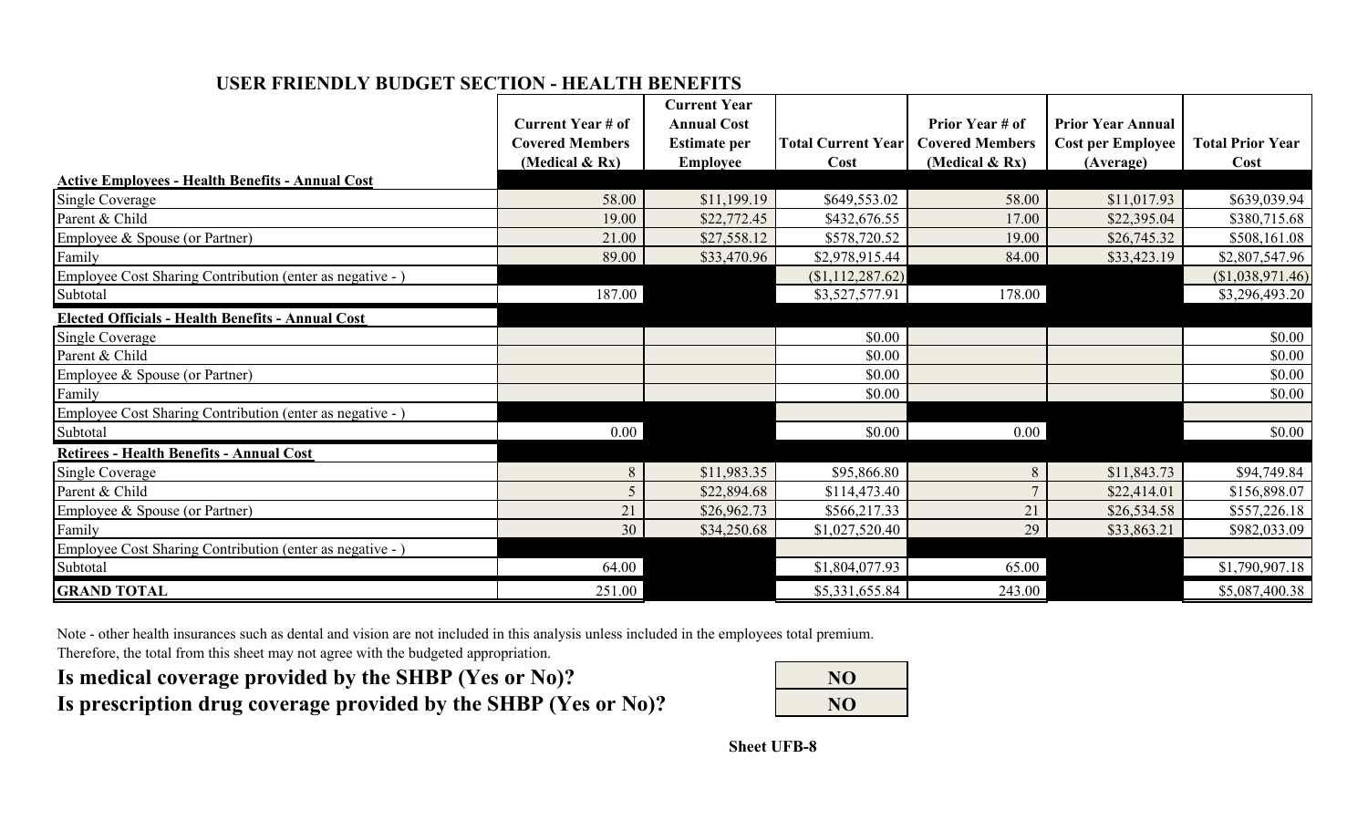## USER FRIENDLY BUDGET SECTION - HEALTH BENEFITS

| | Current Year # of Covered Members (Medical & Rx) | Current Year Annual Cost Estimate per Employee | Total Current Year Cost | Prior Year # of Covered Members (Medical & Rx) | Prior Year Annual Cost per Employee (Average) | Total Prior Year Cost |
|---|---|---|---|---|---|---|
| **Active Employees - Health Benefits - Annual Cost** | | | | | | |
| Single Coverage | 58.00 | $11,199.19 | $649,553.02 | 58.00 | $11,017.93 | $639,039.94 |
| Parent & Child | 19.00 | $22,772.45 | $432,676.55 | 17.00 | $22,395.04 | $380,715.68 |
| Employee & Spouse (or Partner) | 21.00 | $27,558.12 | $578,720.52 | 19.00 | $26,745.32 | $508,161.08 |
| Family | 89.00 | $33,470.96 | $2,978,915.44 | 84.00 | $33,423.19 | $2,807,547.96 |
| Employee Cost Sharing Contribution (enter as negative - ) | | | ($1,112,287.62) | | | ($1,038,971.46) |
| Subtotal | 187.00 | | $3,527,577.91 | 178.00 | | $3,296,493.20 |
| **Elected Officials - Health Benefits - Annual Cost** | | | | | | |
| Single Coverage | | | $0.00 | | | $0.00 |
| Parent & Child | | | $0.00 | | | $0.00 |
| Employee & Spouse (or Partner) | | | $0.00 | | | $0.00 |
| Family | | | $0.00 | | | $0.00 |
| Employee Cost Sharing Contribution (enter as negative - ) | | | | | | |
| Subtotal | 0.00 | | $0.00 | 0.00 | | $0.00 |
| **Retirees - Health Benefits - Annual Cost** | | | | | | |
| Single Coverage | 8 | $11,983.35 | $95,866.80 | 8 | $11,843.73 | $94,749.84 |
| Parent & Child | 5 | $22,894.68 | $114,473.40 | 7 | $22,414.01 | $156,898.07 |
| Employee & Spouse (or Partner) | 21 | $26,962.73 | $566,217.33 | 21 | $26,534.58 | $557,226.18 |
| Family | 30 | $34,250.68 | $1,027,520.40 | 29 | $33,863.21 | $982,033.09 |
| Employee Cost Sharing Contribution (enter as negative - ) | | | | | | |
| Subtotal | 64.00 | | $1,804,077.93 | 65.00 | | $1,790,907.18 |
| **GRAND TOTAL** | 251.00 | | $5,331,655.84 | 243.00 | | $5,087,400.38 |

Note - other health insurances such as dental and vision are not included in this analysis unless included in the employees total premium.
Therefore, the total from this sheet may not agree with the budgeted appropriation.

**Is medical coverage provided by the SHBP (Yes or No)?** **NO**

**Is prescription drug coverage provided by the SHBP (Yes or No)?** **NO**

**Sheet UFB-8**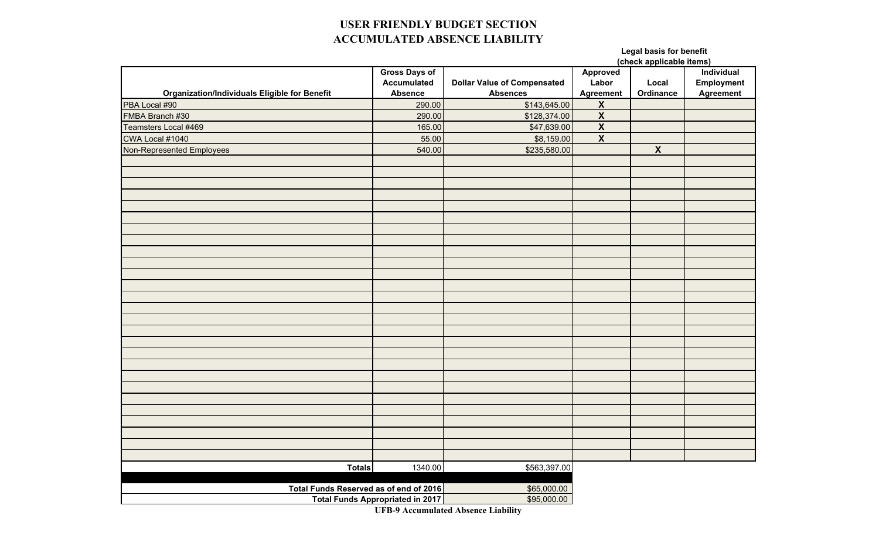# USER FRIENDLY BUDGET SECTION
## ACCUMULATED ABSENCE LIABILITY

| Organization/Individuals Eligible for Benefit | Gross Days of Accumulated Absence | Dollar Value of Compensated Absences | Legal basis for benefit (check applicable items) Approved Labor Agreement | Local Ordinance | Individual Employment Agreement |
|---|---|---|---|---|---|
| PBA Local #90 | 290.00 | $143,645.00 | X | | |
| FMBA Branch #30 | 290.00 | $128,374.00 | X | | |
| Teamsters Local #469 | 165.00 | $47,639.00 | X | | |
| CWA Local #1040 | 55.00 | $8,159.00 | X | | |
| Non-Represented Employees | 540.00 | $235,580.00 | | X | |
| **Totals** | 1340.00 | $563,397.00 | | | |

| | |
|---|---|
| **Total Funds Reserved as of end of 2016** | $65,000.00 |
| **Total Funds Appropriated in 2017** | $95,000.00 |

UFB-9 Accumulated Absence Liability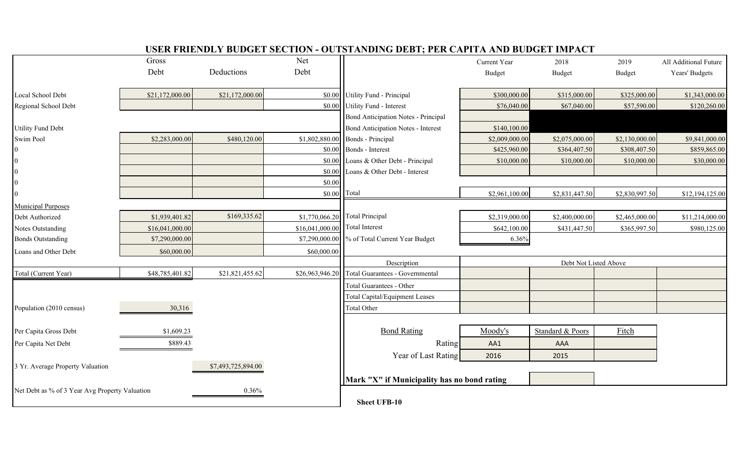# USER FRIENDLY BUDGET SECTION - OUTSTANDING DEBT; PER CAPITA AND BUDGET IMPACT

| | Gross Debt | Deductions | Net Debt |
|---|---|---|---|
| Local School Debt | $21,172,000.00 | $21,172,000.00 | $0.00 |
| Regional School Debt | | | $0.00 |
| Utility Fund Debt | | | |
| Swim Pool | $2,283,000.00 | $480,120.00 | $1,802,880.00 |
| 0 | | | $0.00 |
| 0 | | | $0.00 |
| 0 | | | $0.00 |
| 0 | | | $0.00 |
| 0 | | | $0.00 |
| Municipal Purposes | | | |
| Debt Authorized | $1,939,401.82 | $169,335.62 | $1,770,066.20 |
| Notes Outstanding | $16,041,000.00 | | $16,041,000.00 |
| Bonds Outstanding | $7,290,000.00 | | $7,290,000.00 |
| Loans and Other Debt | $60,000.00 | | $60,000.00 |
| Total (Current Year) | $48,785,401.82 | $21,821,455.62 | $26,963,946.20 |

| | |
|---|---|
| Population (2010 census) | 30,316 |
| Per Capita Gross Debt | $1,609.23 |
| Per Capita Net Debt | $889.43 |
| 3 Yr. Average Property Valuation | $7,493,725,894.00 |
| Net Debt as % of 3 Year Avg Property Valuation | 0.36% |

| | Current Year Budget | 2018 Budget | 2019 Budget | All Additional Future Years' Budgets |
|---|---|---|---|---|
| Utility Fund - Principal | $300,000.00 | $315,000.00 | $325,000.00 | $1,343,000.00 |
| Utility Fund - Interest | $76,040.00 | $67,040.00 | $57,590.00 | $120,260.00 |
| Bond Anticipation Notes - Principal | | | | |
| Bond Anticipation Notes - Interest | $140,100.00 | | | |
| Bonds - Principal | $2,009,000.00 | $2,075,000.00 | $2,130,000.00 | $9,841,000.00 |
| Bonds - Interest | $425,960.00 | $364,407.50 | $308,407.50 | $859,865.00 |
| Loans & Other Debt - Principal | $10,000.00 | $10,000.00 | $10,000.00 | $30,000.00 |
| Loans & Other Debt - Interest | | | | |
| Total | $2,961,100.00 | $2,831,447.50 | $2,830,997.50 | $12,194,125.00 |
| Total Principal | $2,319,000.00 | $2,400,000.00 | $2,465,000.00 | $11,214,000.00 |
| Total Interest | $642,100.00 | $431,447.50 | $365,997.50 | $980,125.00 |
| % of Total Current Year Budget | 6.36% | | | |

| Description | Debt Not Listed Above | | | |
|---|---|---|---|---|
| Total Guarantees - Governmental | | | | |
| Total Guarantees - Other | | | | |
| Total Capital/Equipment Leases | | | | |
| Total Other | | | | |

| Bond Rating | Moody's | Standard & Poors | Fitch |
|---|---|---|---|
| Rating | AA1 | AAA | |
| Year of Last Rating | 2016 | 2015 | |

**Mark "X" if Municipality has no bond rating**

**Sheet UFB-10**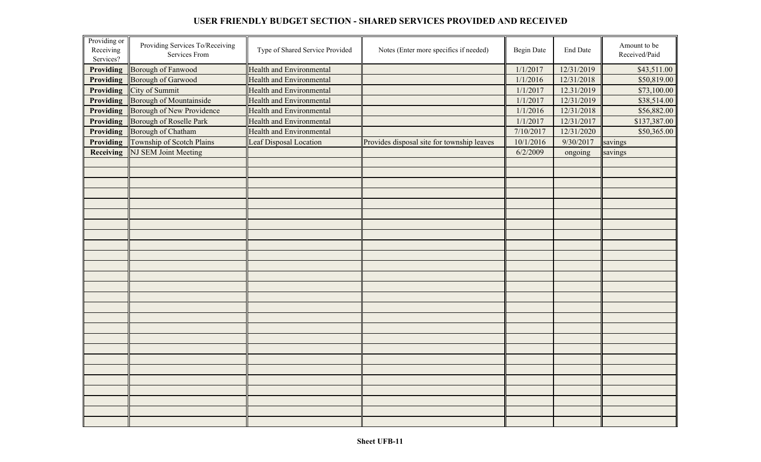# USER FRIENDLY BUDGET SECTION - SHARED SERVICES PROVIDED AND RECEIVED

| Providing or Receiving Services? | Providing Services To/Receiving Services From | Type of Shared Service Provided | Notes (Enter more specifics if needed) | Begin Date | End Date | Amount to be Received/Paid |
|---|---|---|---|---|---|---|
| **Providing** | Borough of Fanwood | Health and Environmental | | 1/1/2017 | 12/31/2019 | $43,511.00 |
| **Providing** | Borough of Garwood | Health and Environmental | | 1/1/2016 | 12/31/2018 | $50,819.00 |
| **Providing** | City of Summit | Health and Environmental | | 1/1/2017 | 12.31/2019 | $73,100.00 |
| **Providing** | Borough of Mountainside | Health and Environmental | | 1/1/2017 | 12/31/2019 | $38,514.00 |
| **Providing** | Borough of New Providence | Health and Environmental | | 1/1/2016 | 12/31/2018 | $56,882.00 |
| **Providing** | Borough of Roselle Park | Health and Environmental | | 1/1/2017 | 12/31/2017 | $137,387.00 |
| **Providing** | Borough of Chatham | Health and Environmental | | 7/10/2017 | 12/31/2020 | $50,365.00 |
| **Providing** | Township of Scotch Plains | Leaf Disposal Location | Provides disposal site for township leaves | 10/1/2016 | 9/30/2017 | savings |
| **Receiving** | NJ SEM Joint Meeting | | | 6/2/2009 | ongoing | savings |

**Sheet UFB-11**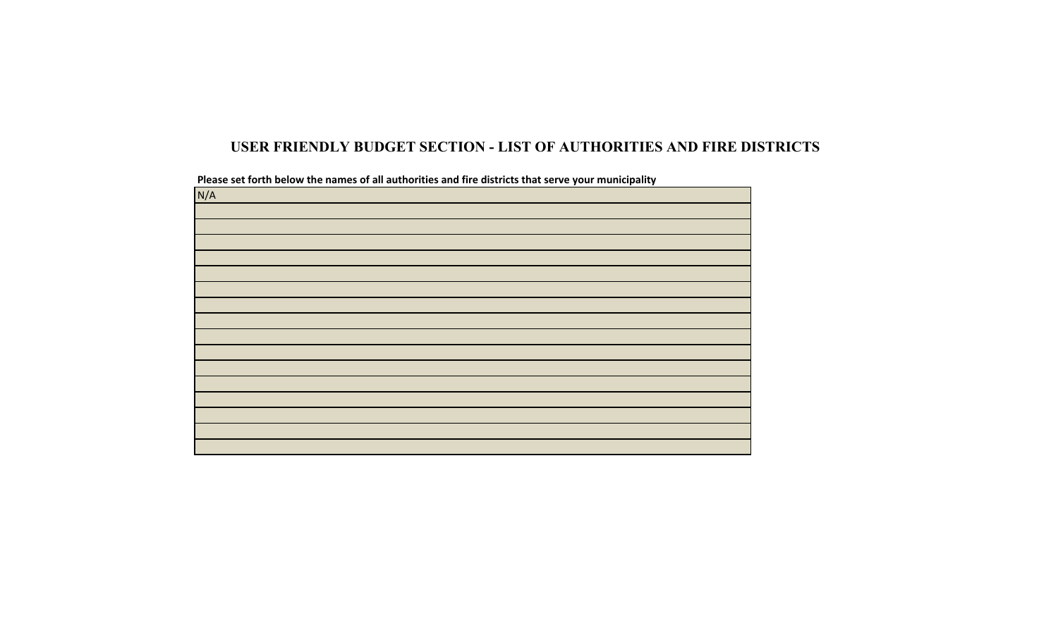# USER FRIENDLY BUDGET SECTION - LIST OF AUTHORITIES AND FIRE DISTRICTS

**Please set forth below the names of all authorities and fire districts that serve your municipality**

| N/A |
|---|
| |
| |
| |
| |
| |
| |
| |
| |
| |
| |
| |
| |
| |
| |
| |
| |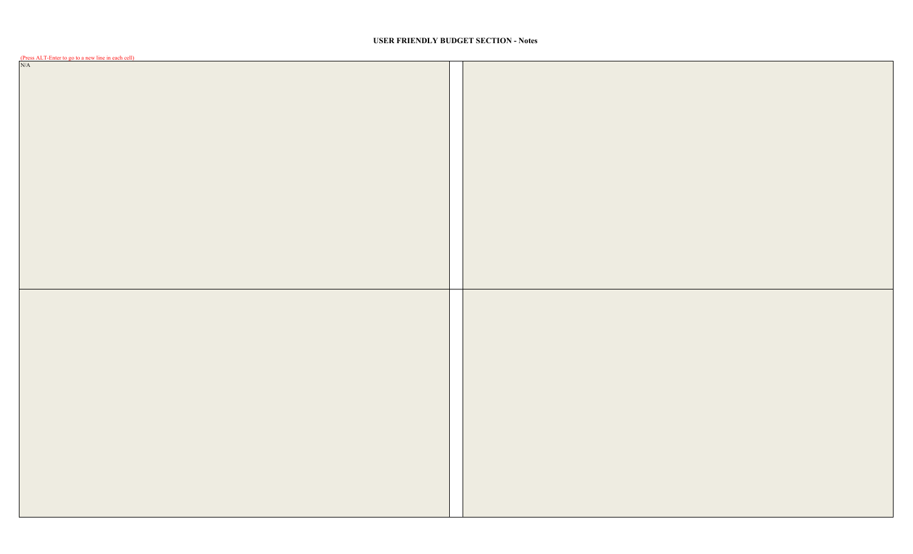# USER FRIENDLY BUDGET SECTION - Notes

(Press ALT-Enter to go to a new line in each cell)

| | | |
|---|---|---|
| N/A | | |
| | | |